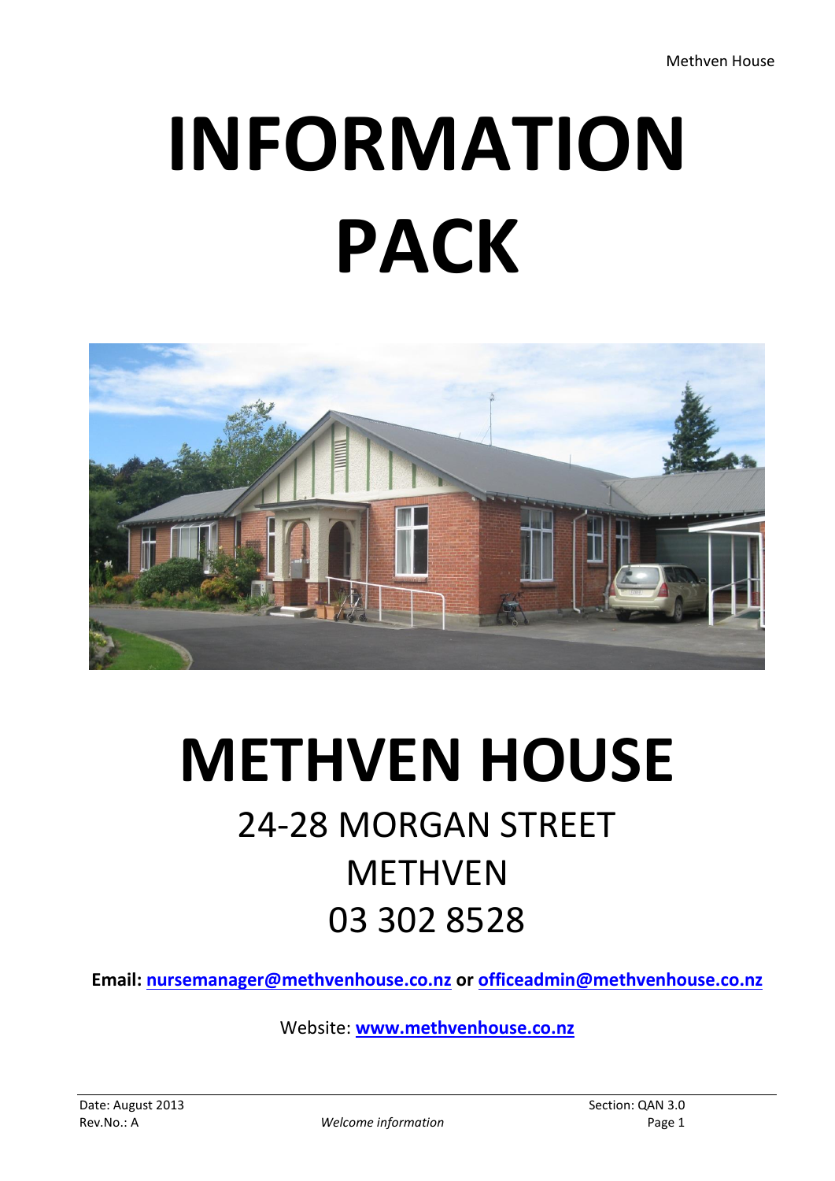# INFORMATION PACK

# METHVEN HOUSE

24-28 MORGAN STREET

METHVEN

03 302 8528

**Email: nursemanager@methvenhouse.co.nz or officeadmin@methvenhouse.co.nz**

Website: **www.methvenhouse.co.nz**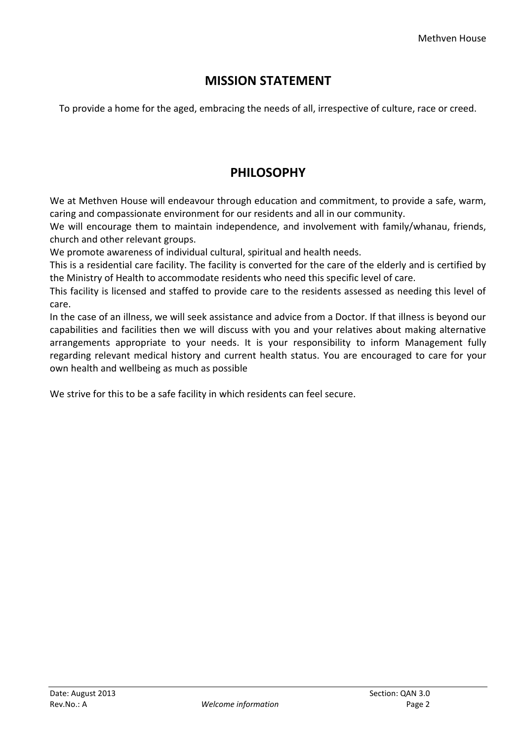## MISSION STATEMENT

To provide a home for the aged, embracing the needs of all, irrespective of culture, race or creed.

## PHILOSOPHY

We at Methven House will endeavour through education and commitment, to provide a safe, warm, caring and compassionate environment for our residents and all in our community.

We will encourage them to maintain independence, and involvement with family/whanau, friends, church and other relevant groups.

We promote awareness of individual cultural, spiritual and health needs.

This is a residential care facility. The facility is converted for the care of the elderly and is certified by the Ministry of Health to accommodate residents who need this specific level of care.

This facility is licensed and staffed to provide care to the residents assessed as needing this level of care.

In the case of an illness, we will seek assistance and advice from a Doctor. If that illness is beyond our capabilities and facilities then we will discuss with you and your relatives about making alternative arrangements appropriate to your needs. It is your responsibility to inform Management fully regarding relevant medical history and current health status. You are encouraged to care for your own health and wellbeing as much as possible

We strive for this to be a safe facility in which residents can feel secure.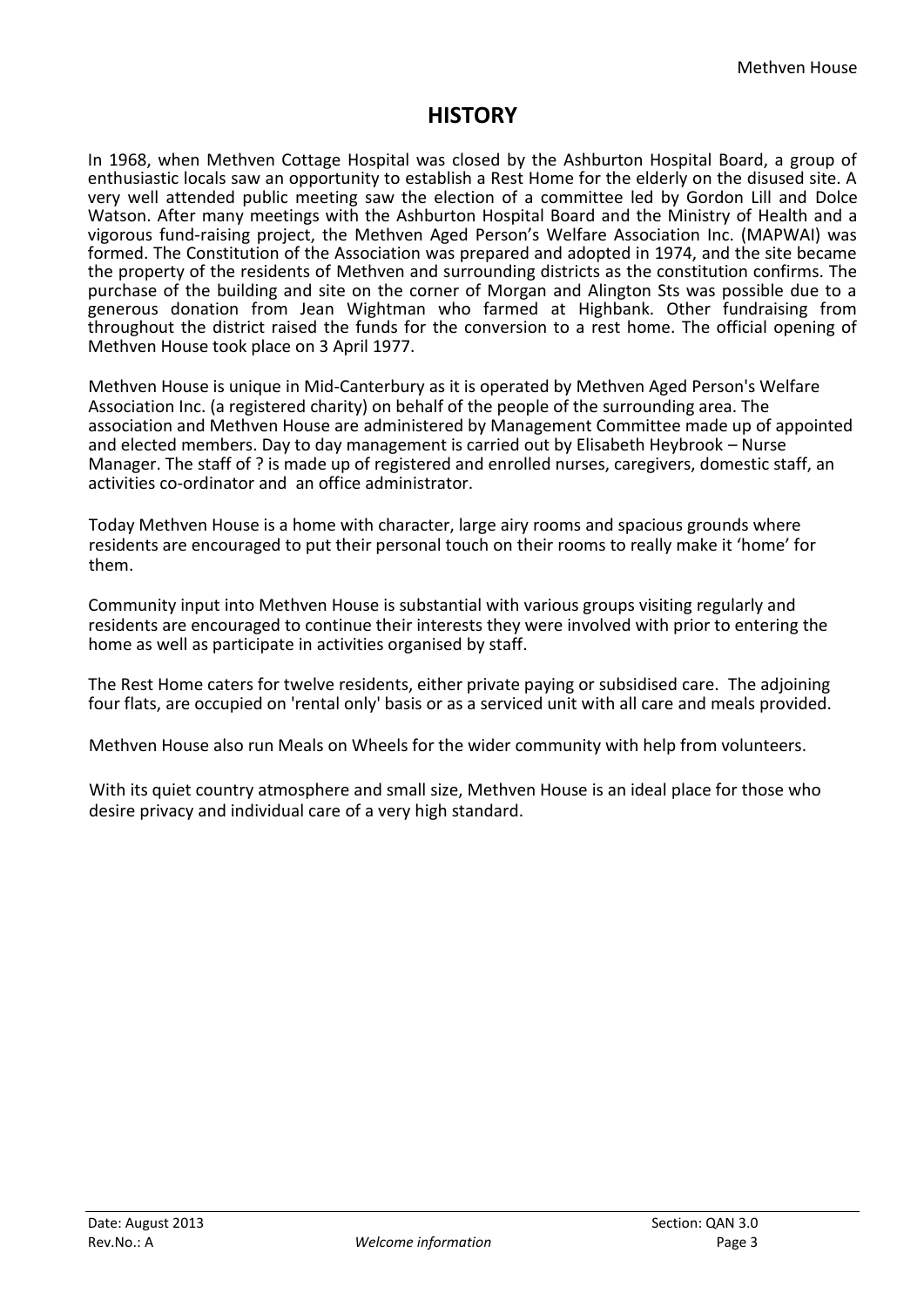# HISTORY

In 1968, when Methven Cottage Hospital was closed by the Ashburton Hospital Board, a group of enthusiastic locals saw an opportunity to establish a Rest Home for the elderly on the disused site. A very well attended public meeting saw the election of a committee led by Gordon Lill and Dolce Watson. After many meetings with the Ashburton Hospital Board and the Ministry of Health and a vigorous fund-raising project, the Methven Aged Person's Welfare Association Inc. (MAPWAI) was formed. The Constitution of the Association was prepared and adopted in 1974, and the site became the property of the residents of Methven and surrounding districts as the constitution confirms. The purchase of the building and site on the corner of Morgan and Alington Sts was possible due to a generous donation from Jean Wightman who farmed at Highbank. Other fundraising from throughout the district raised the funds for the conversion to a rest home. The official opening of Methven House took place on 3 April 1977.

Methven House is unique in Mid-Canterbury as it is operated by Methven Aged Person's Welfare Association Inc. (a registered charity) on behalf of the people of the surrounding area. The association and Methven House are administered by Management Committee made up of appointed and elected members. Day to day management is carried out by Elisabeth Heybrook – Nurse Manager. The staff of ? is made up of registered and enrolled nurses, caregivers, domestic staff, an activities co-ordinator and an office administrator.

Today Methven House is a home with character, large airy rooms and spacious grounds where residents are encouraged to put their personal touch on their rooms to really make it 'home' for them.

Community input into Methven House is substantial with various groups visiting regularly and residents are encouraged to continue their interests they were involved with prior to entering the home as well as participate in activities organised by staff.

The Rest Home caters for twelve residents, either private paying or subsidised care. The adjoining four flats, are occupied on 'rental only' basis or as a serviced unit with all care and meals provided.

Methven House also run Meals on Wheels for the wider community with help from volunteers.

With its quiet country atmosphere and small size, Methven House is an ideal place for those who desire privacy and individual care of a very high standard.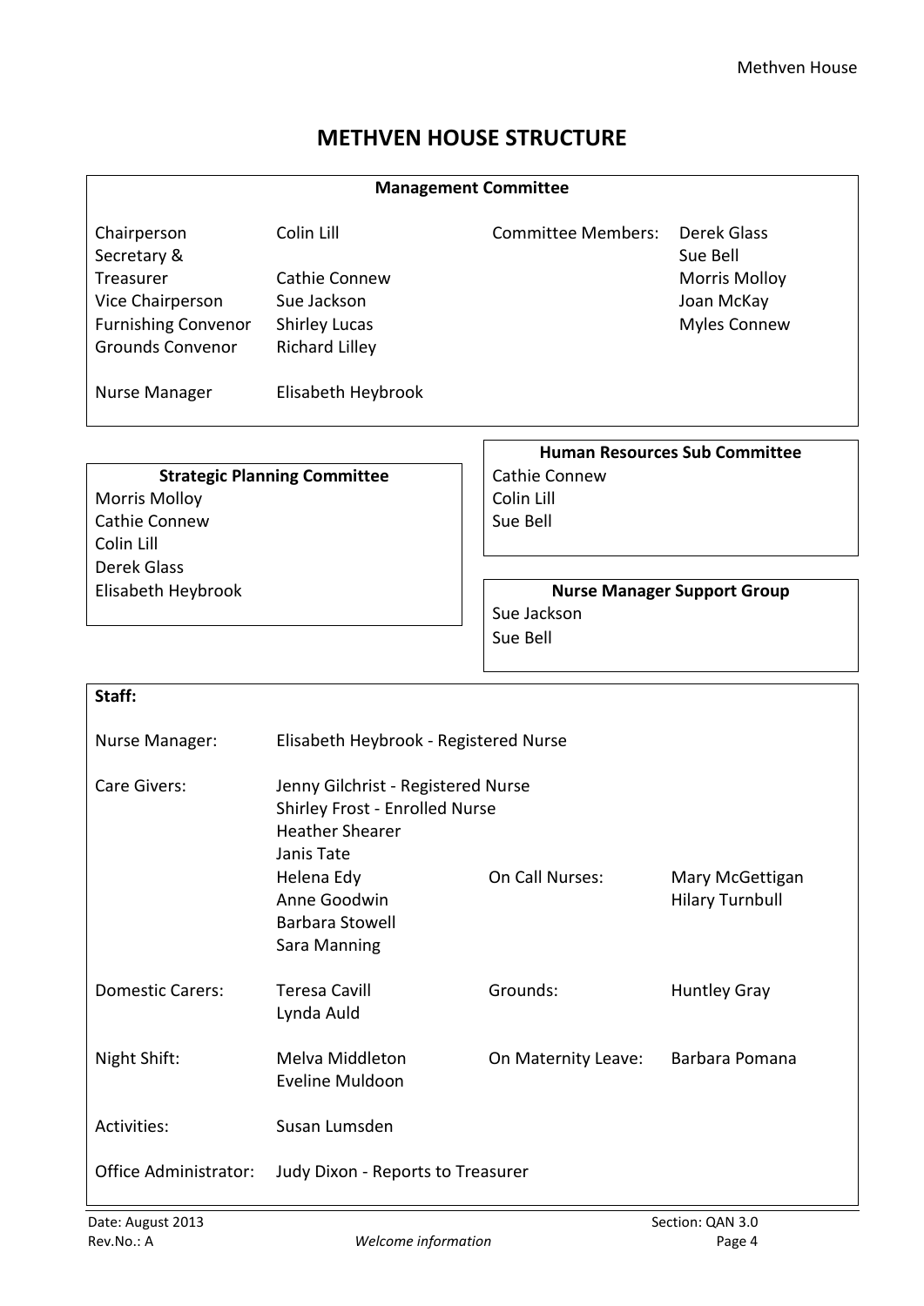# METHVEN HOUSE STRUCTURE

## Management Committee

| | | | |
|---|---|---|---|
| Chairperson | Colin Lill | Committee Members: | Derek Glass |
| Secretary & Treasurer | Cathie Connew | | Sue Bell |
| Vice Chairperson | Sue Jackson | | Morris Molloy |
| Furnishing Convenor | Shirley Lucas | | Joan McKay |
| Grounds Convenor | Richard Lilley | | Myles Connew |
| Nurse Manager | Elisabeth Heybrook | | |

### Strategic Planning Committee

Morris Molloy
Cathie Connew
Colin Lill
Derek Glass
Elisabeth Heybrook

### Human Resources Sub Committee

Cathie Connew
Colin Lill
Sue Bell

### Nurse Manager Support Group

Sue Jackson
Sue Bell

## Staff:

| | | | |
|---|---|---|---|
| Nurse Manager: | Elisabeth Heybrook - Registered Nurse | | |
| Care Givers: | Jenny Gilchrist - Registered Nurse<br>Shirley Frost - Enrolled Nurse<br>Heather Shearer<br>Janis Tate<br>Helena Edy<br>Anne Goodwin<br>Barbara Stowell<br>Sara Manning | On Call Nurses: | Mary McGettigan<br>Hilary Turnbull |
| Domestic Carers: | Teresa Cavill<br>Lynda Auld | Grounds: | Huntley Gray |
| Night Shift: | Melva Middleton<br>Eveline Muldoon | On Maternity Leave: | Barbara Pomana |
| Activities: | Susan Lumsden | | |
| Office Administrator: | Judy Dixon - Reports to Treasurer | | |

Date: August 2013
Rev.No.: A
*Welcome information*
Section: QAN 3.0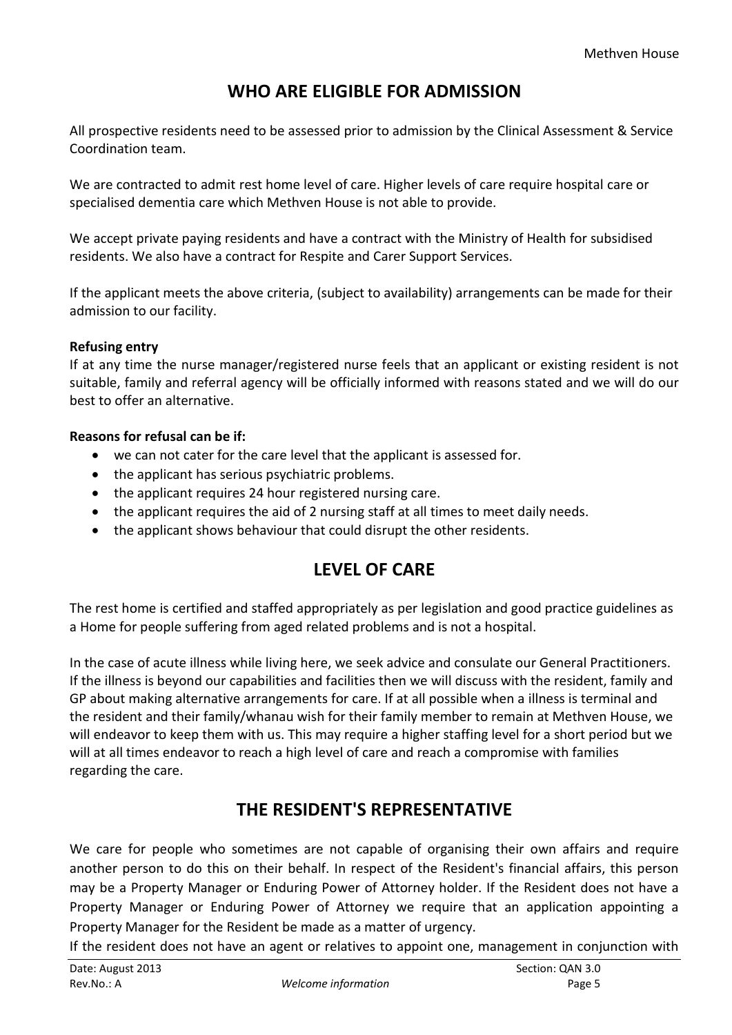## WHO ARE ELIGIBLE FOR ADMISSION

All prospective residents need to be assessed prior to admission by the Clinical Assessment & Service Coordination team.

We are contracted to admit rest home level of care. Higher levels of care require hospital care or specialised dementia care which Methven House is not able to provide.

We accept private paying residents and have a contract with the Ministry of Health for subsidised residents. We also have a contract for Respite and Carer Support Services.

If the applicant meets the above criteria, (subject to availability) arrangements can be made for their admission to our facility.

**Refusing entry**

If at any time the nurse manager/registered nurse feels that an applicant or existing resident is not suitable, family and referral agency will be officially informed with reasons stated and we will do our best to offer an alternative.

**Reasons for refusal can be if:**

- we can not cater for the care level that the applicant is assessed for.
- the applicant has serious psychiatric problems.
- the applicant requires 24 hour registered nursing care.
- the applicant requires the aid of 2 nursing staff at all times to meet daily needs.
- the applicant shows behaviour that could disrupt the other residents.

## LEVEL OF CARE

The rest home is certified and staffed appropriately as per legislation and good practice guidelines as a Home for people suffering from aged related problems and is not a hospital.

In the case of acute illness while living here, we seek advice and consulate our General Practitioners. If the illness is beyond our capabilities and facilities then we will discuss with the resident, family and GP about making alternative arrangements for care. If at all possible when a illness is terminal and the resident and their family/whanau wish for their family member to remain at Methven House, we will endeavor to keep them with us. This may require a higher staffing level for a short period but we will at all times endeavor to reach a high level of care and reach a compromise with families regarding the care.

## THE RESIDENT'S REPRESENTATIVE

We care for people who sometimes are not capable of organising their own affairs and require another person to do this on their behalf. In respect of the Resident's financial affairs, this person may be a Property Manager or Enduring Power of Attorney holder. If the Resident does not have a Property Manager or Enduring Power of Attorney we require that an application appointing a Property Manager for the Resident be made as a matter of urgency.

If the resident does not have an agent or relatives to appoint one, management in conjunction with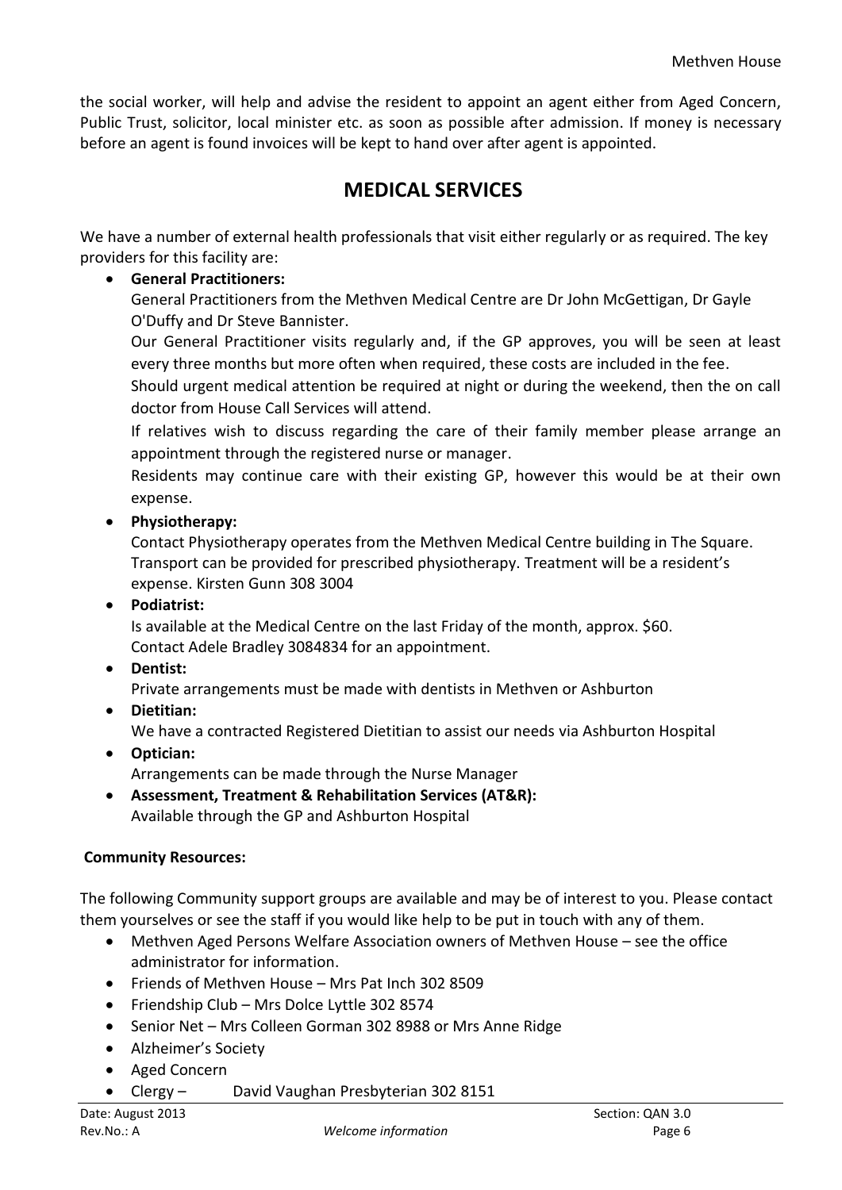the social worker, will help and advise the resident to appoint an agent either from Aged Concern, Public Trust, solicitor, local minister etc. as soon as possible after admission. If money is necessary before an agent is found invoices will be kept to hand over after agent is appointed.

## MEDICAL SERVICES

We have a number of external health professionals that visit either regularly or as required. The key providers for this facility are:

- **General Practitioners:**
  General Practitioners from the Methven Medical Centre are Dr John McGettigan, Dr Gayle O'Duffy and Dr Steve Bannister.
  Our General Practitioner visits regularly and, if the GP approves, you will be seen at least every three months but more often when required, these costs are included in the fee.
  Should urgent medical attention be required at night or during the weekend, then the on call doctor from House Call Services will attend.
  If relatives wish to discuss regarding the care of their family member please arrange an appointment through the registered nurse or manager.
  Residents may continue care with their existing GP, however this would be at their own expense.
- **Physiotherapy:**
  Contact Physiotherapy operates from the Methven Medical Centre building in The Square. Transport can be provided for prescribed physiotherapy. Treatment will be a resident's expense. Kirsten Gunn 308 3004
- **Podiatrist:**
  Is available at the Medical Centre on the last Friday of the month, approx. $60.
  Contact Adele Bradley 3084834 for an appointment.
- **Dentist:**
  Private arrangements must be made with dentists in Methven or Ashburton
- **Dietitian:**
  We have a contracted Registered Dietitian to assist our needs via Ashburton Hospital
- **Optician:**
  Arrangements can be made through the Nurse Manager
- **Assessment, Treatment & Rehabilitation Services (AT&R):**
  Available through the GP and Ashburton Hospital

**Community Resources:**

The following Community support groups are available and may be of interest to you. Please contact them yourselves or see the staff if you would like help to be put in touch with any of them.

- Methven Aged Persons Welfare Association owners of Methven House – see the office administrator for information.
- Friends of Methven House – Mrs Pat Inch 302 8509
- Friendship Club – Mrs Dolce Lyttle 302 8574
- Senior Net – Mrs Colleen Gorman 302 8988 or Mrs Anne Ridge
- Alzheimer's Society
- Aged Concern
- Clergy – David Vaughan Presbyterian 302 8151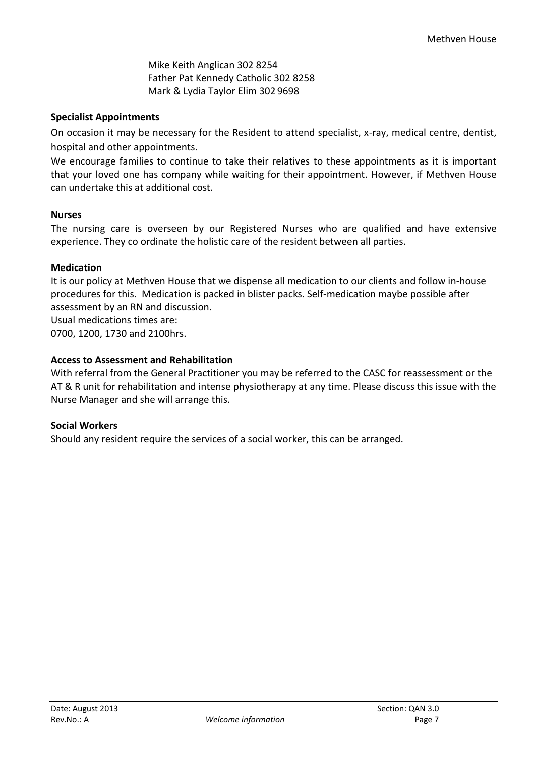Mike Keith Anglican 302 8254
Father Pat Kennedy Catholic 302 8258
Mark & Lydia Taylor Elim 302 9698

**Specialist Appointments**

On occasion it may be necessary for the Resident to attend specialist, x-ray, medical centre, dentist, hospital and other appointments.

We encourage families to continue to take their relatives to these appointments as it is important that your loved one has company while waiting for their appointment. However, if Methven House can undertake this at additional cost.

**Nurses**

The nursing care is overseen by our Registered Nurses who are qualified and have extensive experience. They co ordinate the holistic care of the resident between all parties.

**Medication**

It is our policy at Methven House that we dispense all medication to our clients and follow in-house procedures for this. Medication is packed in blister packs. Self-medication maybe possible after assessment by an RN and discussion.

Usual medications times are:
0700, 1200, 1730 and 2100hrs.

**Access to Assessment and Rehabilitation**

With referral from the General Practitioner you may be referred to the CASC for reassessment or the AT & R unit for rehabilitation and intense physiotherapy at any time. Please discuss this issue with the Nurse Manager and she will arrange this.

**Social Workers**

Should any resident require the services of a social worker, this can be arranged.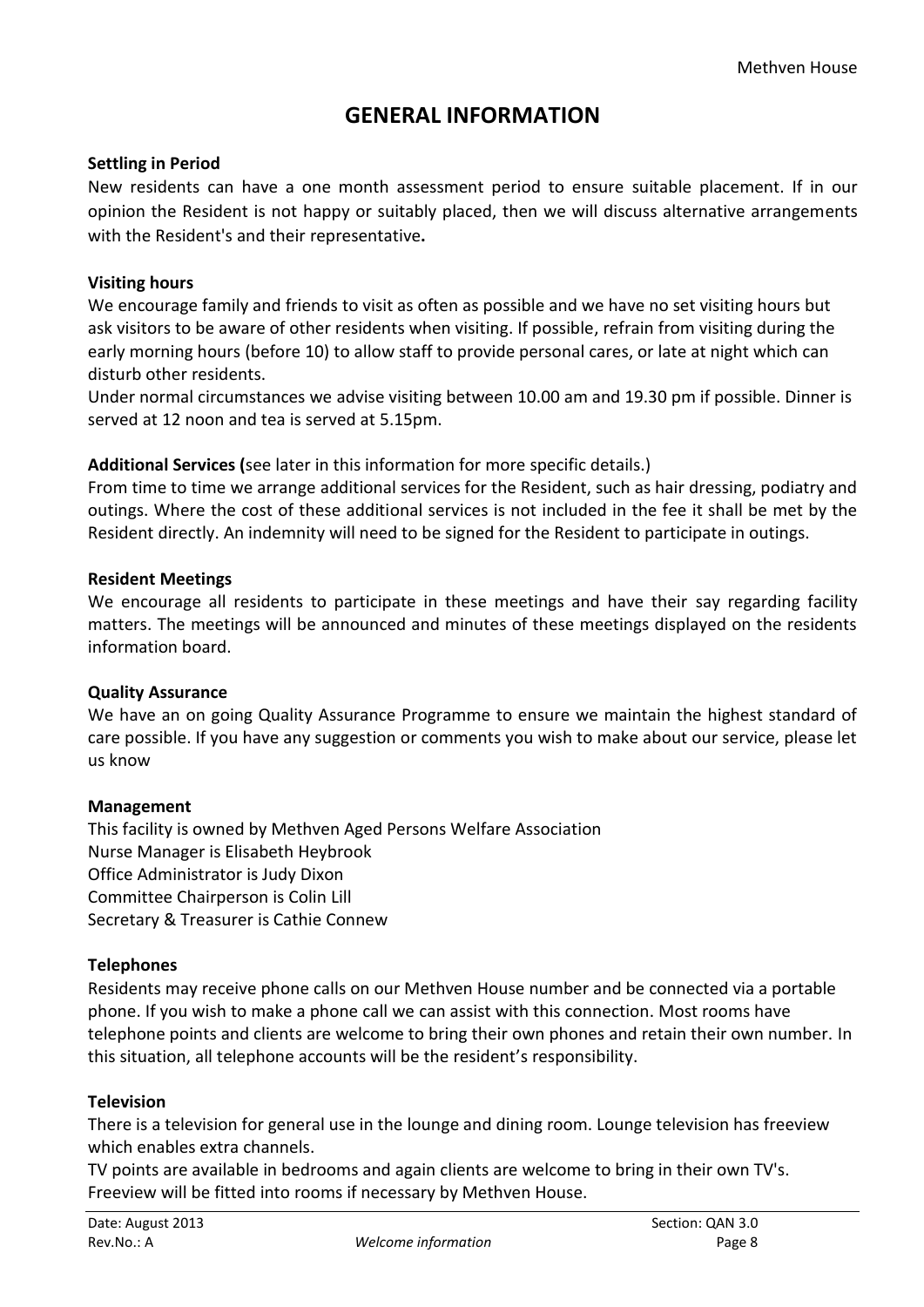# GENERAL INFORMATION

**Settling in Period**

New residents can have a one month assessment period to ensure suitable placement. If in our opinion the Resident is not happy or suitably placed, then we will discuss alternative arrangements with the Resident's and their representative**.**

**Visiting hours**

We encourage family and friends to visit as often as possible and we have no set visiting hours but ask visitors to be aware of other residents when visiting. If possible, refrain from visiting during the early morning hours (before 10) to allow staff to provide personal cares, or late at night which can disturb other residents.

Under normal circumstances we advise visiting between 10.00 am and 19.30 pm if possible. Dinner is served at 12 noon and tea is served at 5.15pm.

**Additional Services (**see later in this information for more specific details.)

From time to time we arrange additional services for the Resident, such as hair dressing, podiatry and outings. Where the cost of these additional services is not included in the fee it shall be met by the Resident directly. An indemnity will need to be signed for the Resident to participate in outings.

**Resident Meetings**

We encourage all residents to participate in these meetings and have their say regarding facility matters. The meetings will be announced and minutes of these meetings displayed on the residents information board.

**Quality Assurance**

We have an on going Quality Assurance Programme to ensure we maintain the highest standard of care possible. If you have any suggestion or comments you wish to make about our service, please let us know

**Management**

This facility is owned by Methven Aged Persons Welfare Association
Nurse Manager is Elisabeth Heybrook
Office Administrator is Judy Dixon
Committee Chairperson is Colin Lill
Secretary & Treasurer is Cathie Connew

**Telephones**

Residents may receive phone calls on our Methven House number and be connected via a portable phone. If you wish to make a phone call we can assist with this connection. Most rooms have telephone points and clients are welcome to bring their own phones and retain their own number. In this situation, all telephone accounts will be the resident's responsibility.

**Television**

There is a television for general use in the lounge and dining room. Lounge television has freeview which enables extra channels.

TV points are available in bedrooms and again clients are welcome to bring in their own TV's. Freeview will be fitted into rooms if necessary by Methven House.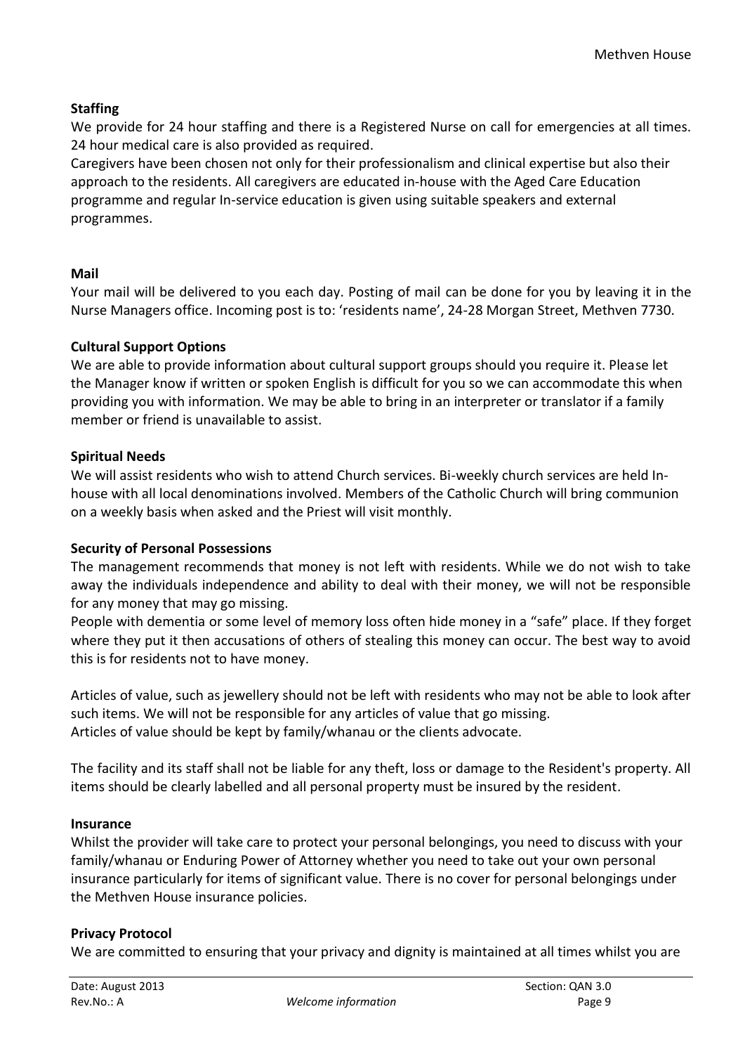### Staffing

We provide for 24 hour staffing and there is a Registered Nurse on call for emergencies at all times. 24 hour medical care is also provided as required.

Caregivers have been chosen not only for their professionalism and clinical expertise but also their approach to the residents. All caregivers are educated in-house with the Aged Care Education programme and regular In-service education is given using suitable speakers and external programmes.

### Mail

Your mail will be delivered to you each day. Posting of mail can be done for you by leaving it in the Nurse Managers office. Incoming post is to: 'residents name', 24-28 Morgan Street, Methven 7730.

### Cultural Support Options

We are able to provide information about cultural support groups should you require it. Please let the Manager know if written or spoken English is difficult for you so we can accommodate this when providing you with information. We may be able to bring in an interpreter or translator if a family member or friend is unavailable to assist.

### Spiritual Needs

We will assist residents who wish to attend Church services. Bi-weekly church services are held In-house with all local denominations involved. Members of the Catholic Church will bring communion on a weekly basis when asked and the Priest will visit monthly.

### Security of Personal Possessions

The management recommends that money is not left with residents. While we do not wish to take away the individuals independence and ability to deal with their money, we will not be responsible for any money that may go missing.

People with dementia or some level of memory loss often hide money in a "safe" place. If they forget where they put it then accusations of others of stealing this money can occur. The best way to avoid this is for residents not to have money.

Articles of value, such as jewellery should not be left with residents who may not be able to look after such items. We will not be responsible for any articles of value that go missing.
Articles of value should be kept by family/whanau or the clients advocate.

The facility and its staff shall not be liable for any theft, loss or damage to the Resident's property. All items should be clearly labelled and all personal property must be insured by the resident.

### Insurance

Whilst the provider will take care to protect your personal belongings, you need to discuss with your family/whanau or Enduring Power of Attorney whether you need to take out your own personal insurance particularly for items of significant value. There is no cover for personal belongings under the Methven House insurance policies.

### Privacy Protocol

We are committed to ensuring that your privacy and dignity is maintained at all times whilst you are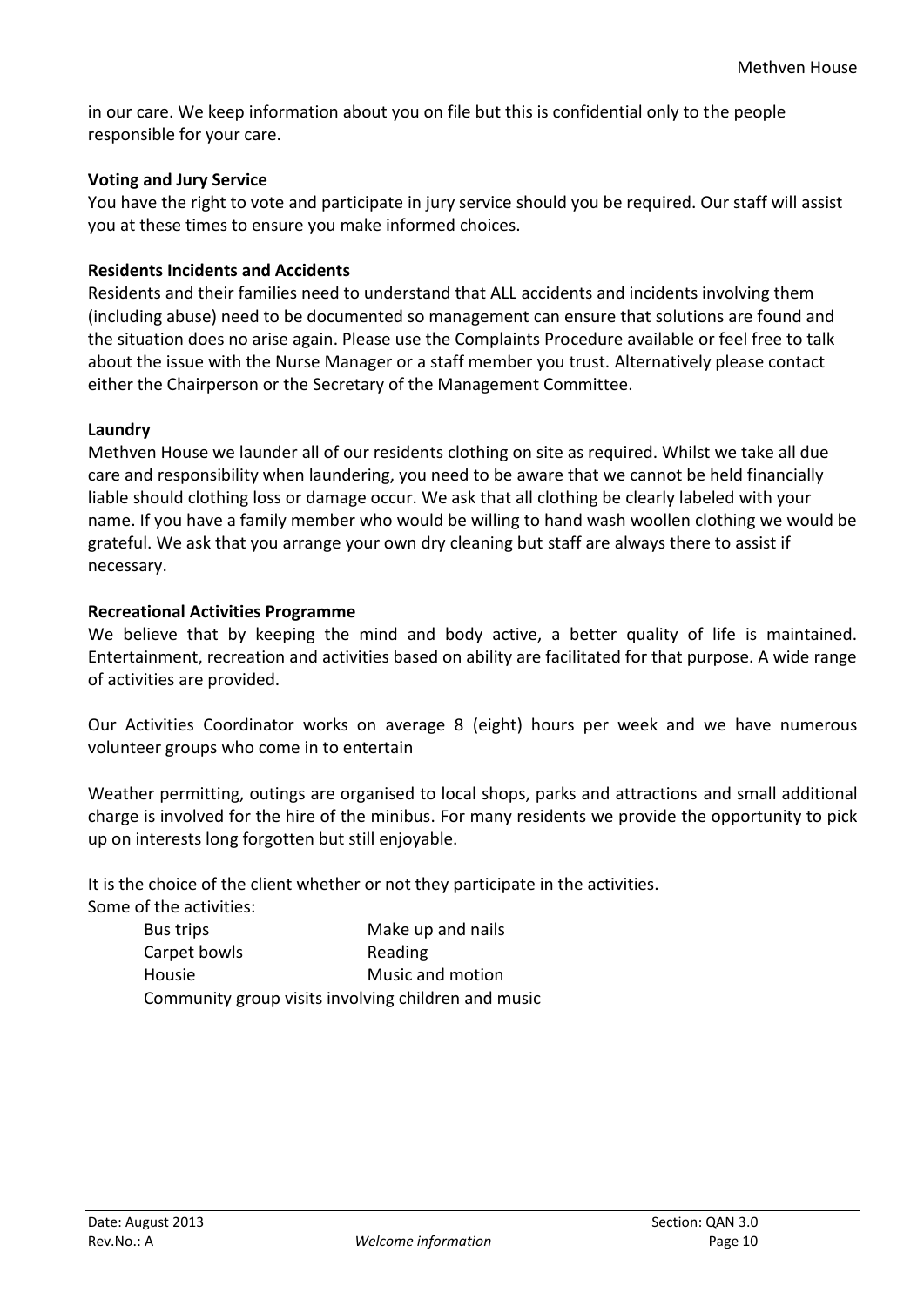in our care. We keep information about you on file but this is confidential only to the people responsible for your care.

**Voting and Jury Service**

You have the right to vote and participate in jury service should you be required. Our staff will assist you at these times to ensure you make informed choices.

**Residents Incidents and Accidents**

Residents and their families need to understand that ALL accidents and incidents involving them (including abuse) need to be documented so management can ensure that solutions are found and the situation does no arise again. Please use the Complaints Procedure available or feel free to talk about the issue with the Nurse Manager or a staff member you trust. Alternatively please contact either the Chairperson or the Secretary of the Management Committee.

**Laundry**

Methven House we launder all of our residents clothing on site as required. Whilst we take all due care and responsibility when laundering, you need to be aware that we cannot be held financially liable should clothing loss or damage occur. We ask that all clothing be clearly labeled with your name. If you have a family member who would be willing to hand wash woollen clothing we would be grateful. We ask that you arrange your own dry cleaning but staff are always there to assist if necessary.

**Recreational Activities Programme**

We believe that by keeping the mind and body active, a better quality of life is maintained. Entertainment, recreation and activities based on ability are facilitated for that purpose. A wide range of activities are provided.

Our Activities Coordinator works on average 8 (eight) hours per week and we have numerous volunteer groups who come in to entertain

Weather permitting, outings are organised to local shops, parks and attractions and small additional charge is involved for the hire of the minibus. For many residents we provide the opportunity to pick up on interests long forgotten but still enjoyable.

It is the choice of the client whether or not they participate in the activities.

Some of the activities:

- Bus trips
- Make up and nails
- Carpet bowls
- Reading
- Housie
- Music and motion
- Community group visits involving children and music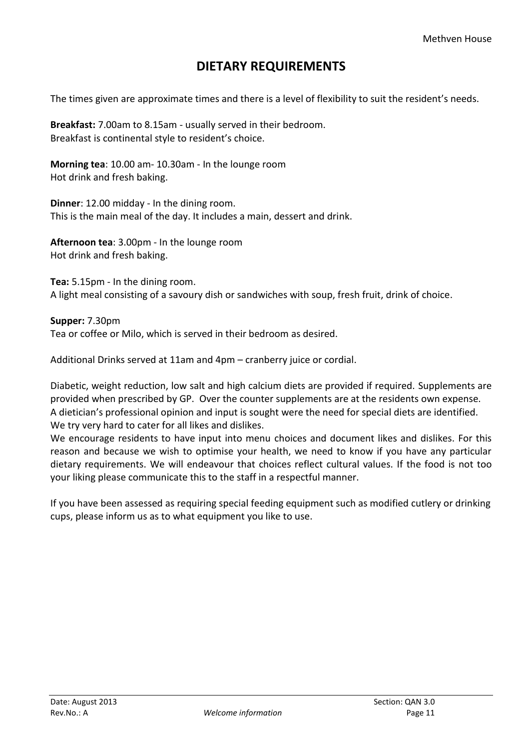# DIETARY REQUIREMENTS

The times given are approximate times and there is a level of flexibility to suit the resident's needs.

**Breakfast:** 7.00am to 8.15am - usually served in their bedroom.
Breakfast is continental style to resident's choice.

**Morning tea**: 10.00 am- 10.30am - In the lounge room
Hot drink and fresh baking.

**Dinner**: 12.00 midday - In the dining room.
This is the main meal of the day. It includes a main, dessert and drink.

**Afternoon tea**: 3.00pm - In the lounge room
Hot drink and fresh baking.

**Tea:** 5.15pm - In the dining room.
A light meal consisting of a savoury dish or sandwiches with soup, fresh fruit, drink of choice.

**Supper:** 7.30pm
Tea or coffee or Milo, which is served in their bedroom as desired.

Additional Drinks served at 11am and 4pm – cranberry juice or cordial.

Diabetic, weight reduction, low salt and high calcium diets are provided if required. Supplements are provided when prescribed by GP. Over the counter supplements are at the residents own expense.
A dietician's professional opinion and input is sought were the need for special diets are identified.
We try very hard to cater for all likes and dislikes.
We encourage residents to have input into menu choices and document likes and dislikes. For this reason and because we wish to optimise your health, we need to know if you have any particular dietary requirements. We will endeavour that choices reflect cultural values. If the food is not too your liking please communicate this to the staff in a respectful manner.

If you have been assessed as requiring special feeding equipment such as modified cutlery or drinking cups, please inform us as to what equipment you like to use.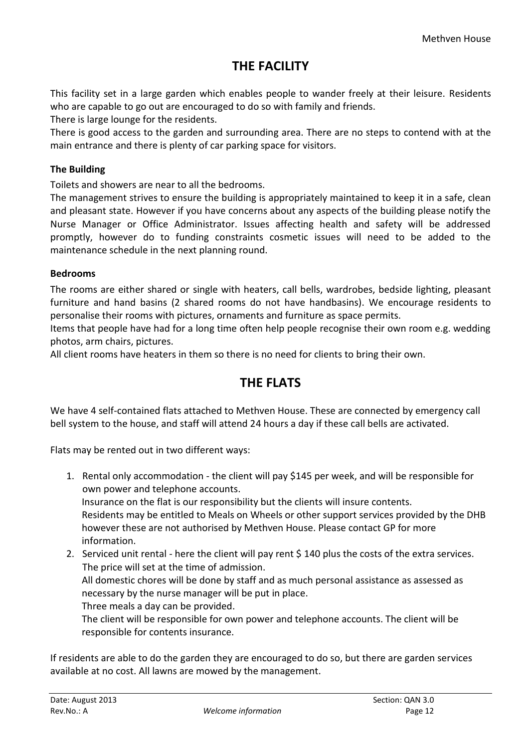## THE FACILITY

This facility set in a large garden which enables people to wander freely at their leisure. Residents who are capable to go out are encouraged to do so with family and friends.

There is large lounge for the residents.

There is good access to the garden and surrounding area. There are no steps to contend with at the main entrance and there is plenty of car parking space for visitors.

### The Building

Toilets and showers are near to all the bedrooms.

The management strives to ensure the building is appropriately maintained to keep it in a safe, clean and pleasant state. However if you have concerns about any aspects of the building please notify the Nurse Manager or Office Administrator. Issues affecting health and safety will be addressed promptly, however do to funding constraints cosmetic issues will need to be added to the maintenance schedule in the next planning round.

### Bedrooms

The rooms are either shared or single with heaters, call bells, wardrobes, bedside lighting, pleasant furniture and hand basins (2 shared rooms do not have handbasins). We encourage residents to personalise their rooms with pictures, ornaments and furniture as space permits.

Items that people have had for a long time often help people recognise their own room e.g. wedding photos, arm chairs, pictures.

All client rooms have heaters in them so there is no need for clients to bring their own.

## THE FLATS

We have 4 self-contained flats attached to Methven House. These are connected by emergency call bell system to the house, and staff will attend 24 hours a day if these call bells are activated.

Flats may be rented out in two different ways:

1. Rental only accommodation - the client will pay $145 per week, and will be responsible for own power and telephone accounts.
   Insurance on the flat is our responsibility but the clients will insure contents.
   Residents may be entitled to Meals on Wheels or other support services provided by the DHB however these are not authorised by Methven House. Please contact GP for more information.
2. Serviced unit rental - here the client will pay rent $ 140 plus the costs of the extra services. The price will set at the time of admission.
   All domestic chores will be done by staff and as much personal assistance as assessed as necessary by the nurse manager will be put in place.
   Three meals a day can be provided.
   The client will be responsible for own power and telephone accounts. The client will be responsible for contents insurance.

If residents are able to do the garden they are encouraged to do so, but there are garden services available at no cost. All lawns are mowed by the management.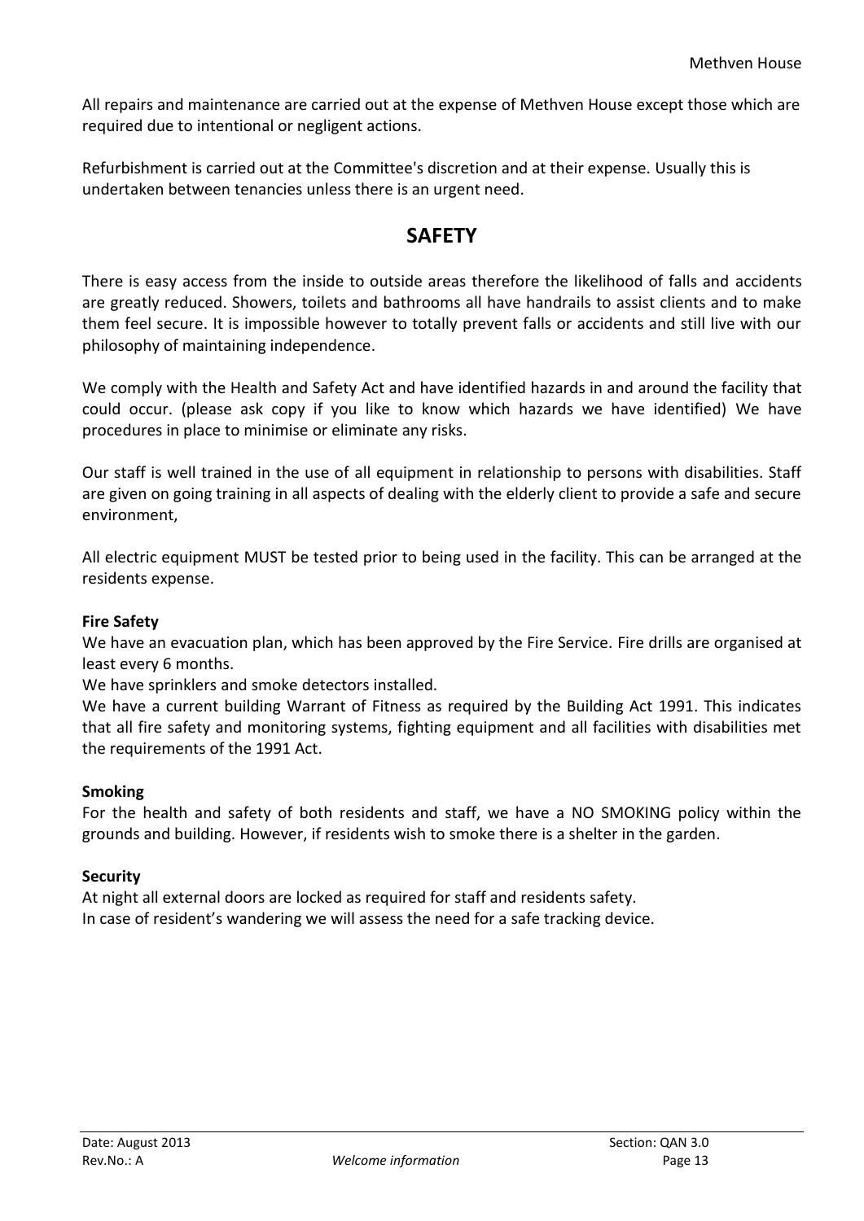All repairs and maintenance are carried out at the expense of Methven House except those which are required due to intentional or negligent actions.

Refurbishment is carried out at the Committee's discretion and at their expense. Usually this is undertaken between tenancies unless there is an urgent need.

## SAFETY

There is easy access from the inside to outside areas therefore the likelihood of falls and accidents are greatly reduced. Showers, toilets and bathrooms all have handrails to assist clients and to make them feel secure. It is impossible however to totally prevent falls or accidents and still live with our philosophy of maintaining independence.

We comply with the Health and Safety Act and have identified hazards in and around the facility that could occur. (please ask copy if you like to know which hazards we have identified) We have procedures in place to minimise or eliminate any risks.

Our staff is well trained in the use of all equipment in relationship to persons with disabilities. Staff are given on going training in all aspects of dealing with the elderly client to provide a safe and secure environment,

All electric equipment MUST be tested prior to being used in the facility. This can be arranged at the residents expense.

**Fire Safety**

We have an evacuation plan, which has been approved by the Fire Service. Fire drills are organised at least every 6 months.

We have sprinklers and smoke detectors installed.

We have a current building Warrant of Fitness as required by the Building Act 1991. This indicates that all fire safety and monitoring systems, fighting equipment and all facilities with disabilities met the requirements of the 1991 Act.

**Smoking**

For the health and safety of both residents and staff, we have a NO SMOKING policy within the grounds and building. However, if residents wish to smoke there is a shelter in the garden.

**Security**

At night all external doors are locked as required for staff and residents safety.

In case of resident's wandering we will assess the need for a safe tracking device.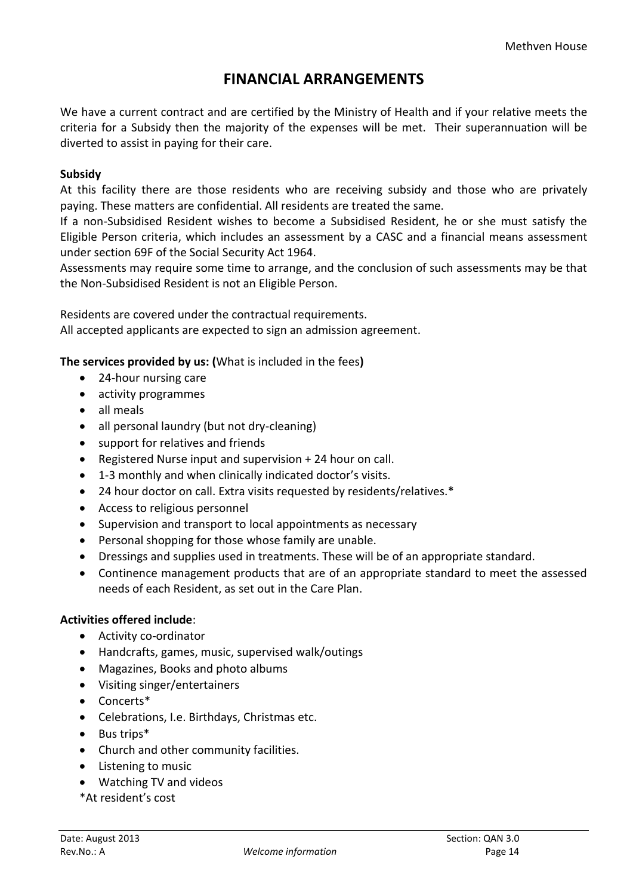# FINANCIAL ARRANGEMENTS

We have a current contract and are certified by the Ministry of Health and if your relative meets the criteria for a Subsidy then the majority of the expenses will be met. Their superannuation will be diverted to assist in paying for their care.

**Subsidy**

At this facility there are those residents who are receiving subsidy and those who are privately paying. These matters are confidential. All residents are treated the same.

If a non-Subsidised Resident wishes to become a Subsidised Resident, he or she must satisfy the Eligible Person criteria, which includes an assessment by a CASC and a financial means assessment under section 69F of the Social Security Act 1964.

Assessments may require some time to arrange, and the conclusion of such assessments may be that the Non-Subsidised Resident is not an Eligible Person.

Residents are covered under the contractual requirements.
All accepted applicants are expected to sign an admission agreement.

**The services provided by us: (**What is included in the fees**)**

- 24-hour nursing care
- activity programmes
- all meals
- all personal laundry (but not dry-cleaning)
- support for relatives and friends
- Registered Nurse input and supervision + 24 hour on call.
- 1-3 monthly and when clinically indicated doctor's visits.
- 24 hour doctor on call. Extra visits requested by residents/relatives.*
- Access to religious personnel
- Supervision and transport to local appointments as necessary
- Personal shopping for those whose family are unable.
- Dressings and supplies used in treatments. These will be of an appropriate standard.
- Continence management products that are of an appropriate standard to meet the assessed needs of each Resident, as set out in the Care Plan.

**Activities offered include**:

- Activity co-ordinator
- Handcrafts, games, music, supervised walk/outings
- Magazines, Books and photo albums
- Visiting singer/entertainers
- Concerts*
- Celebrations, I.e. Birthdays, Christmas etc.
- Bus trips*
- Church and other community facilities.
- Listening to music
- Watching TV and videos

*At resident's cost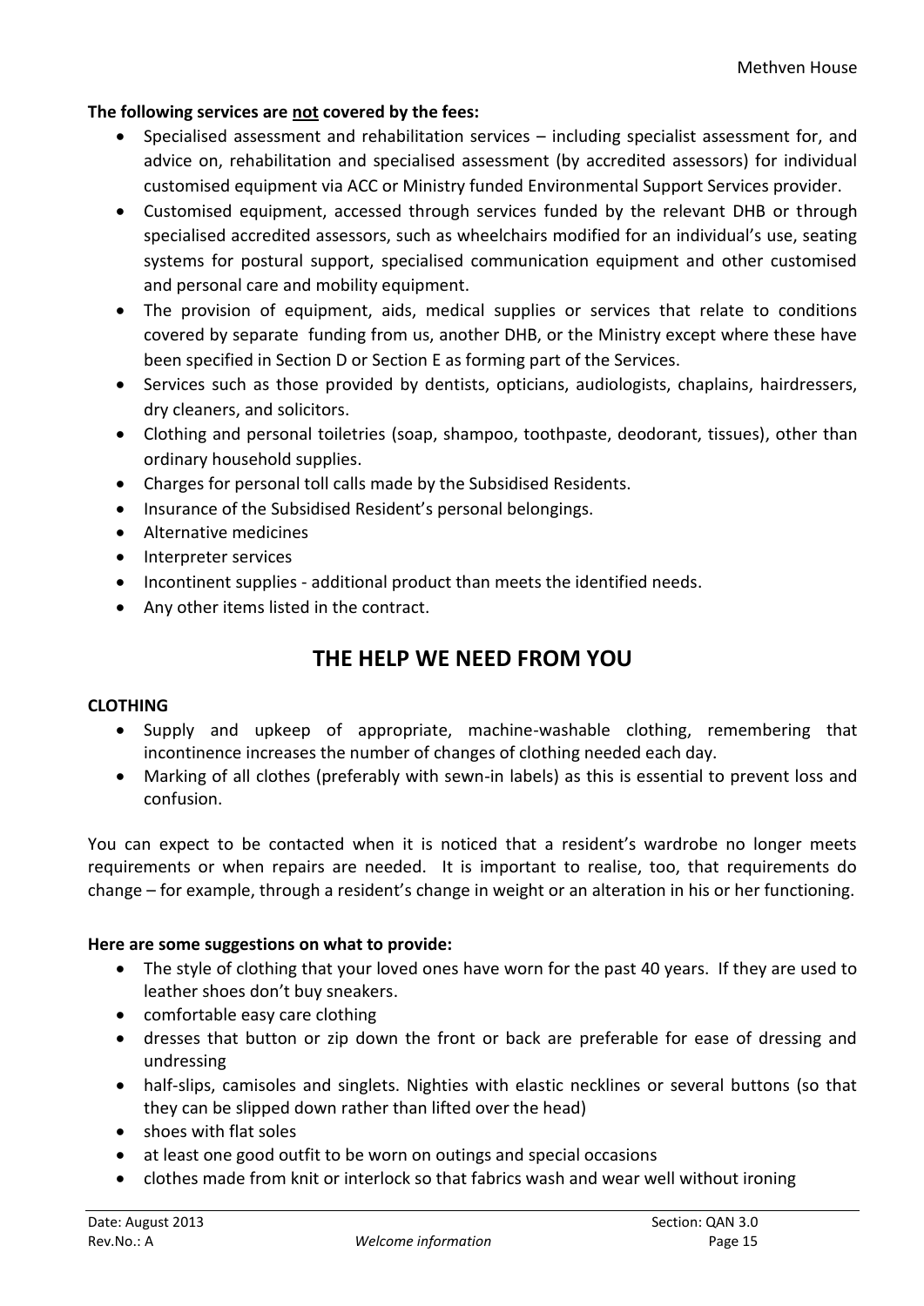**The following services are not covered by the fees:**

- Specialised assessment and rehabilitation services – including specialist assessment for, and advice on, rehabilitation and specialised assessment (by accredited assessors) for individual customised equipment via ACC or Ministry funded Environmental Support Services provider.
- Customised equipment, accessed through services funded by the relevant DHB or through specialised accredited assessors, such as wheelchairs modified for an individual's use, seating systems for postural support, specialised communication equipment and other customised and personal care and mobility equipment.
- The provision of equipment, aids, medical supplies or services that relate to conditions covered by separate funding from us, another DHB, or the Ministry except where these have been specified in Section D or Section E as forming part of the Services.
- Services such as those provided by dentists, opticians, audiologists, chaplains, hairdressers, dry cleaners, and solicitors.
- Clothing and personal toiletries (soap, shampoo, toothpaste, deodorant, tissues), other than ordinary household supplies.
- Charges for personal toll calls made by the Subsidised Residents.
- Insurance of the Subsidised Resident's personal belongings.
- Alternative medicines
- Interpreter services
- Incontinent supplies - additional product than meets the identified needs.
- Any other items listed in the contract.

## THE HELP WE NEED FROM YOU

**CLOTHING**

- Supply and upkeep of appropriate, machine-washable clothing, remembering that incontinence increases the number of changes of clothing needed each day.
- Marking of all clothes (preferably with sewn-in labels) as this is essential to prevent loss and confusion.

You can expect to be contacted when it is noticed that a resident's wardrobe no longer meets requirements or when repairs are needed. It is important to realise, too, that requirements do change – for example, through a resident's change in weight or an alteration in his or her functioning.

**Here are some suggestions on what to provide:**

- The style of clothing that your loved ones have worn for the past 40 years. If they are used to leather shoes don't buy sneakers.
- comfortable easy care clothing
- dresses that button or zip down the front or back are preferable for ease of dressing and undressing
- half-slips, camisoles and singlets. Nighties with elastic necklines or several buttons (so that they can be slipped down rather than lifted over the head)
- shoes with flat soles
- at least one good outfit to be worn on outings and special occasions
- clothes made from knit or interlock so that fabrics wash and wear well without ironing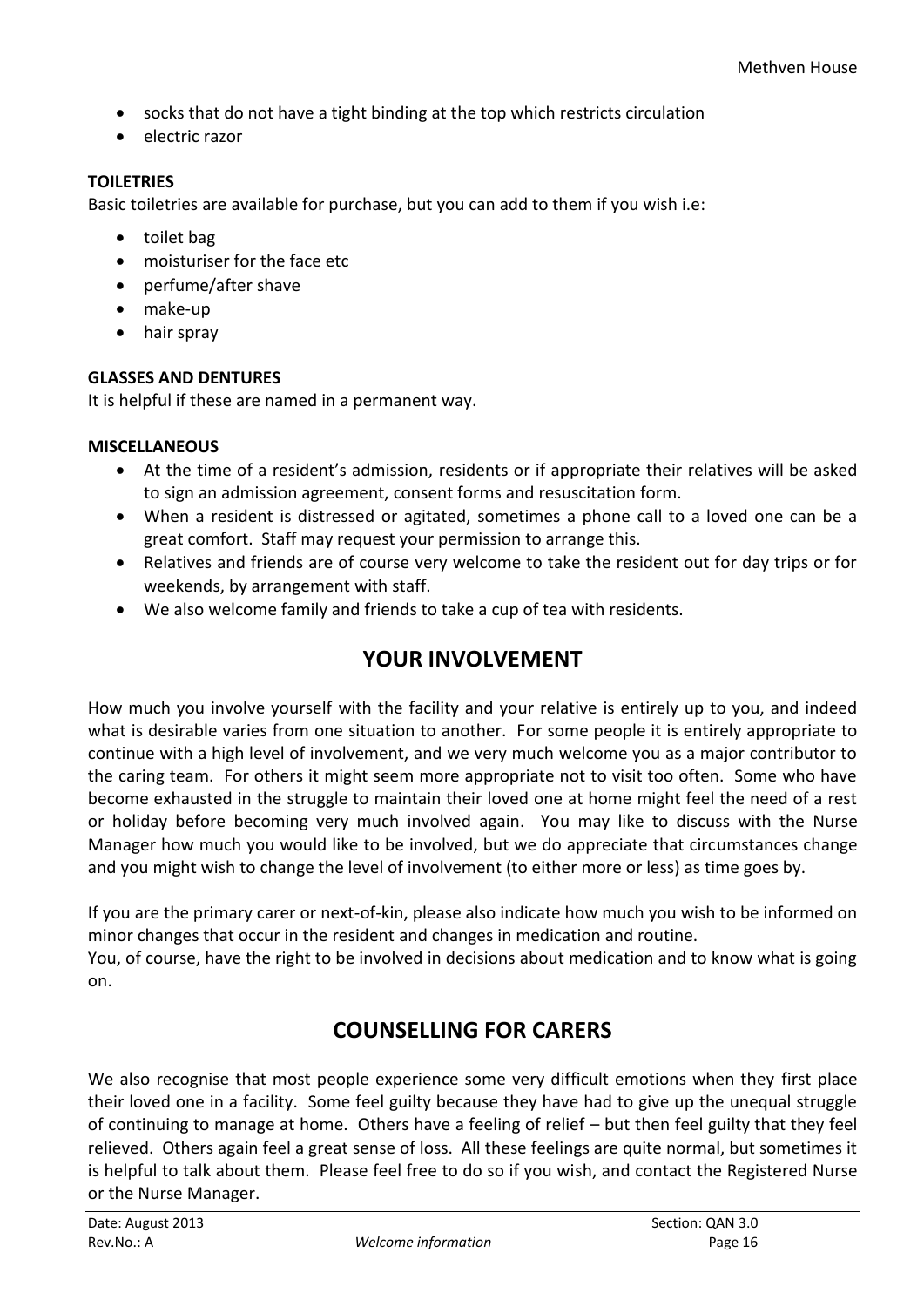- socks that do not have a tight binding at the top which restricts circulation
- electric razor

**TOILETRIES**

Basic toiletries are available for purchase, but you can add to them if you wish i.e:

- toilet bag
- moisturiser for the face etc
- perfume/after shave
- make-up
- hair spray

**GLASSES AND DENTURES**

It is helpful if these are named in a permanent way.

**MISCELLANEOUS**

- At the time of a resident's admission, residents or if appropriate their relatives will be asked to sign an admission agreement, consent forms and resuscitation form.
- When a resident is distressed or agitated, sometimes a phone call to a loved one can be a great comfort. Staff may request your permission to arrange this.
- Relatives and friends are of course very welcome to take the resident out for day trips or for weekends, by arrangement with staff.
- We also welcome family and friends to take a cup of tea with residents.

## YOUR INVOLVEMENT

How much you involve yourself with the facility and your relative is entirely up to you, and indeed what is desirable varies from one situation to another. For some people it is entirely appropriate to continue with a high level of involvement, and we very much welcome you as a major contributor to the caring team. For others it might seem more appropriate not to visit too often. Some who have become exhausted in the struggle to maintain their loved one at home might feel the need of a rest or holiday before becoming very much involved again. You may like to discuss with the Nurse Manager how much you would like to be involved, but we do appreciate that circumstances change and you might wish to change the level of involvement (to either more or less) as time goes by.

If you are the primary carer or next-of-kin, please also indicate how much you wish to be informed on minor changes that occur in the resident and changes in medication and routine.
You, of course, have the right to be involved in decisions about medication and to know what is going on.

## COUNSELLING FOR CARERS

We also recognise that most people experience some very difficult emotions when they first place their loved one in a facility. Some feel guilty because they have had to give up the unequal struggle of continuing to manage at home. Others have a feeling of relief – but then feel guilty that they feel relieved. Others again feel a great sense of loss. All these feelings are quite normal, but sometimes it is helpful to talk about them. Please feel free to do so if you wish, and contact the Registered Nurse or the Nurse Manager.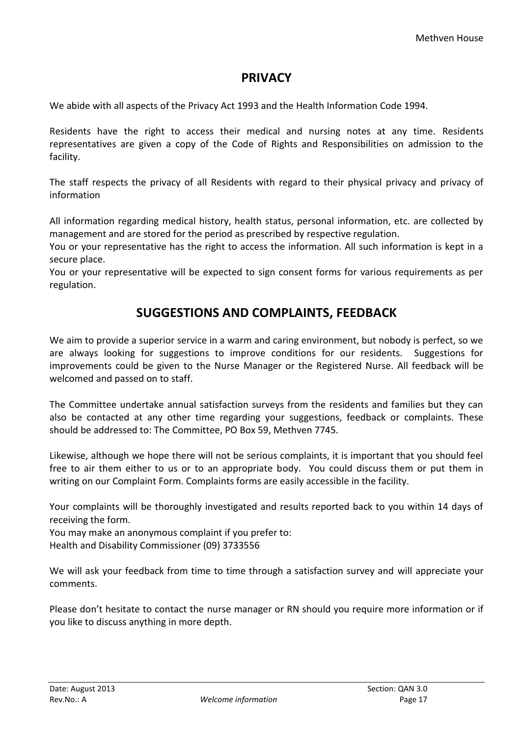## PRIVACY

We abide with all aspects of the Privacy Act 1993 and the Health Information Code 1994.

Residents have the right to access their medical and nursing notes at any time. Residents representatives are given a copy of the Code of Rights and Responsibilities on admission to the facility.

The staff respects the privacy of all Residents with regard to their physical privacy and privacy of information

All information regarding medical history, health status, personal information, etc. are collected by management and are stored for the period as prescribed by respective regulation.
You or your representative has the right to access the information. All such information is kept in a secure place.
You or your representative will be expected to sign consent forms for various requirements as per regulation.

## SUGGESTIONS AND COMPLAINTS, FEEDBACK

We aim to provide a superior service in a warm and caring environment, but nobody is perfect, so we are always looking for suggestions to improve conditions for our residents. Suggestions for improvements could be given to the Nurse Manager or the Registered Nurse. All feedback will be welcomed and passed on to staff.

The Committee undertake annual satisfaction surveys from the residents and families but they can also be contacted at any other time regarding your suggestions, feedback or complaints. These should be addressed to: The Committee, PO Box 59, Methven 7745.

Likewise, although we hope there will not be serious complaints, it is important that you should feel free to air them either to us or to an appropriate body. You could discuss them or put them in writing on our Complaint Form. Complaints forms are easily accessible in the facility.

Your complaints will be thoroughly investigated and results reported back to you within 14 days of receiving the form.
You may make an anonymous complaint if you prefer to:
Health and Disability Commissioner (09) 3733556

We will ask your feedback from time to time through a satisfaction survey and will appreciate your comments.

Please don't hesitate to contact the nurse manager or RN should you require more information or if you like to discuss anything in more depth.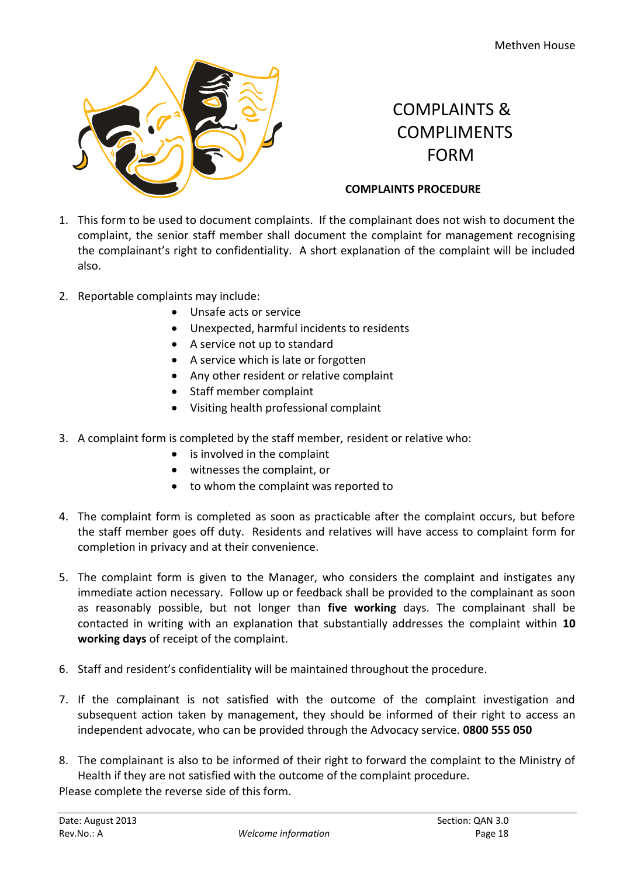# COMPLAINTS & COMPLIMENTS FORM

## COMPLAINTS PROCEDURE

1. This form to be used to document complaints. If the complainant does not wish to document the complaint, the senior staff member shall document the complaint for management recognising the complainant's right to confidentiality. A short explanation of the complaint will be included also.

2. Reportable complaints may include:
   - Unsafe acts or service
   - Unexpected, harmful incidents to residents
   - A service not up to standard
   - A service which is late or forgotten
   - Any other resident or relative complaint
   - Staff member complaint
   - Visiting health professional complaint

3. A complaint form is completed by the staff member, resident or relative who:
   - is involved in the complaint
   - witnesses the complaint, or
   - to whom the complaint was reported to

4. The complaint form is completed as soon as practicable after the complaint occurs, but before the staff member goes off duty. Residents and relatives will have access to complaint form for completion in privacy and at their convenience.

5. The complaint form is given to the Manager, who considers the complaint and instigates any immediate action necessary. Follow up or feedback shall be provided to the complainant as soon as reasonably possible, but not longer than **five working** days. The complainant shall be contacted in writing with an explanation that substantially addresses the complaint within **10 working days** of receipt of the complaint.

6. Staff and resident's confidentiality will be maintained throughout the procedure.

7. If the complainant is not satisfied with the outcome of the complaint investigation and subsequent action taken by management, they should be informed of their right to access an independent advocate, who can be provided through the Advocacy service. **0800 555 050**

8. The complainant is also to be informed of their right to forward the complaint to the Ministry of Health if they are not satisfied with the outcome of the complaint procedure.

Please complete the reverse side of this form.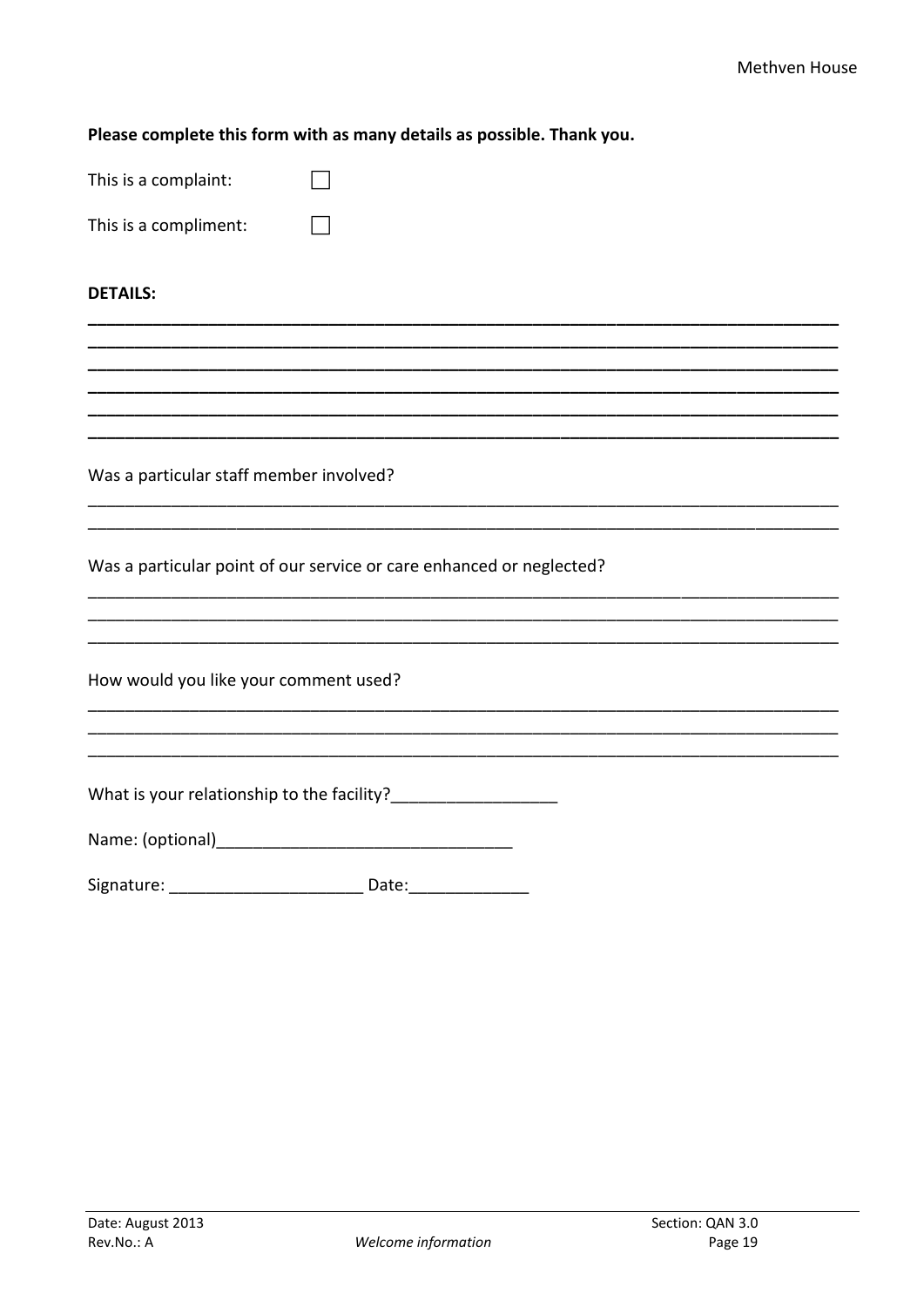**Please complete this form with as many details as possible. Thank you.**

This is a complaint: ☐

This is a compliment: ☐

**DETAILS:**

______________________________________________________________________________
______________________________________________________________________________
______________________________________________________________________________
______________________________________________________________________________
______________________________________________________________________________
______________________________________________________________________________

Was a particular staff member involved?

______________________________________________________________________________
______________________________________________________________________________

Was a particular point of our service or care enhanced or neglected?

______________________________________________________________________________
______________________________________________________________________________
______________________________________________________________________________

How would you like your comment used?

______________________________________________________________________________
______________________________________________________________________________
______________________________________________________________________________

What is your relationship to the facility?__________________

Name: (optional)________________________________

Signature: _____________________ Date:_____________